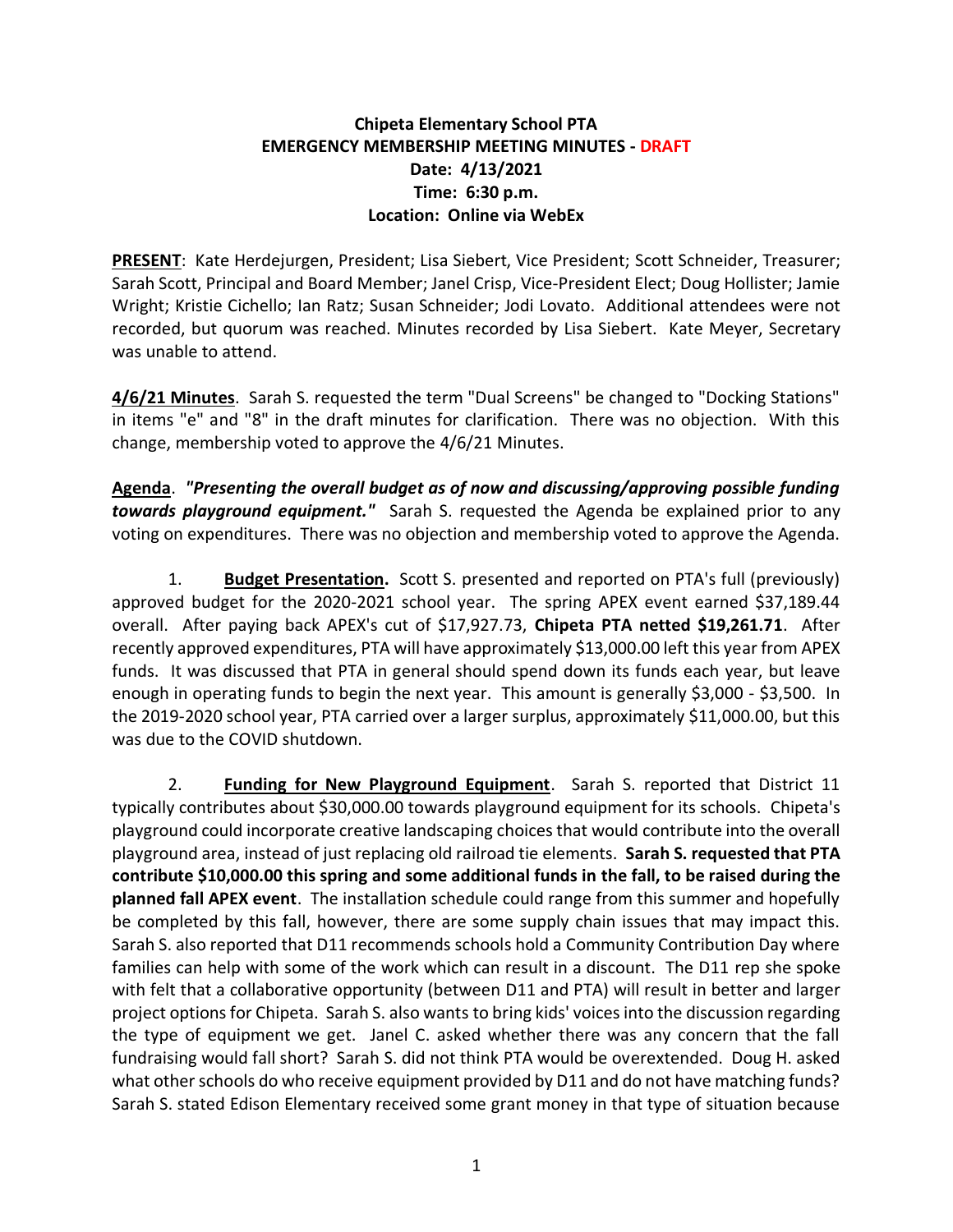**Chipeta Elementary School PTA**
**EMERGENCY MEMBERSHIP MEETING MINUTES - DRAFT**
**Date: 4/13/2021**
**Time: 6:30 p.m.**
**Location: Online via WebEx**

**PRESENT**: Kate Herdejurgen, President; Lisa Siebert, Vice President; Scott Schneider, Treasurer; Sarah Scott, Principal and Board Member; Janel Crisp, Vice-President Elect; Doug Hollister; Jamie Wright; Kristie Cichello; Ian Ratz; Susan Schneider; Jodi Lovato. Additional attendees were not recorded, but quorum was reached. Minutes recorded by Lisa Siebert. Kate Meyer, Secretary was unable to attend.

**4/6/21 Minutes**. Sarah S. requested the term "Dual Screens" be changed to "Docking Stations" in items "e" and "8" in the draft minutes for clarification. There was no objection. With this change, membership voted to approve the 4/6/21 Minutes.

**Agenda**. ***"Presenting the overall budget as of now and discussing/approving possible funding towards playground equipment."*** Sarah S. requested the Agenda be explained prior to any voting on expenditures. There was no objection and membership voted to approve the Agenda.

1. **Budget Presentation.** Scott S. presented and reported on PTA's full (previously) approved budget for the 2020-2021 school year. The spring APEX event earned $37,189.44 overall. After paying back APEX's cut of $17,927.73, **Chipeta PTA netted $19,261.71**. After recently approved expenditures, PTA will have approximately $13,000.00 left this year from APEX funds. It was discussed that PTA in general should spend down its funds each year, but leave enough in operating funds to begin the next year. This amount is generally $3,000 - $3,500. In the 2019-2020 school year, PTA carried over a larger surplus, approximately $11,000.00, but this was due to the COVID shutdown.

2. **Funding for New Playground Equipment**. Sarah S. reported that District 11 typically contributes about $30,000.00 towards playground equipment for its schools. Chipeta's playground could incorporate creative landscaping choices that would contribute into the overall playground area, instead of just replacing old railroad tie elements. **Sarah S. requested that PTA contribute $10,000.00 this spring and some additional funds in the fall, to be raised during the planned fall APEX event**. The installation schedule could range from this summer and hopefully be completed by this fall, however, there are some supply chain issues that may impact this. Sarah S. also reported that D11 recommends schools hold a Community Contribution Day where families can help with some of the work which can result in a discount. The D11 rep she spoke with felt that a collaborative opportunity (between D11 and PTA) will result in better and larger project options for Chipeta. Sarah S. also wants to bring kids' voices into the discussion regarding the type of equipment we get. Janel C. asked whether there was any concern that the fall fundraising would fall short? Sarah S. did not think PTA would be overextended. Doug H. asked what other schools do who receive equipment provided by D11 and do not have matching funds? Sarah S. stated Edison Elementary received some grant money in that type of situation because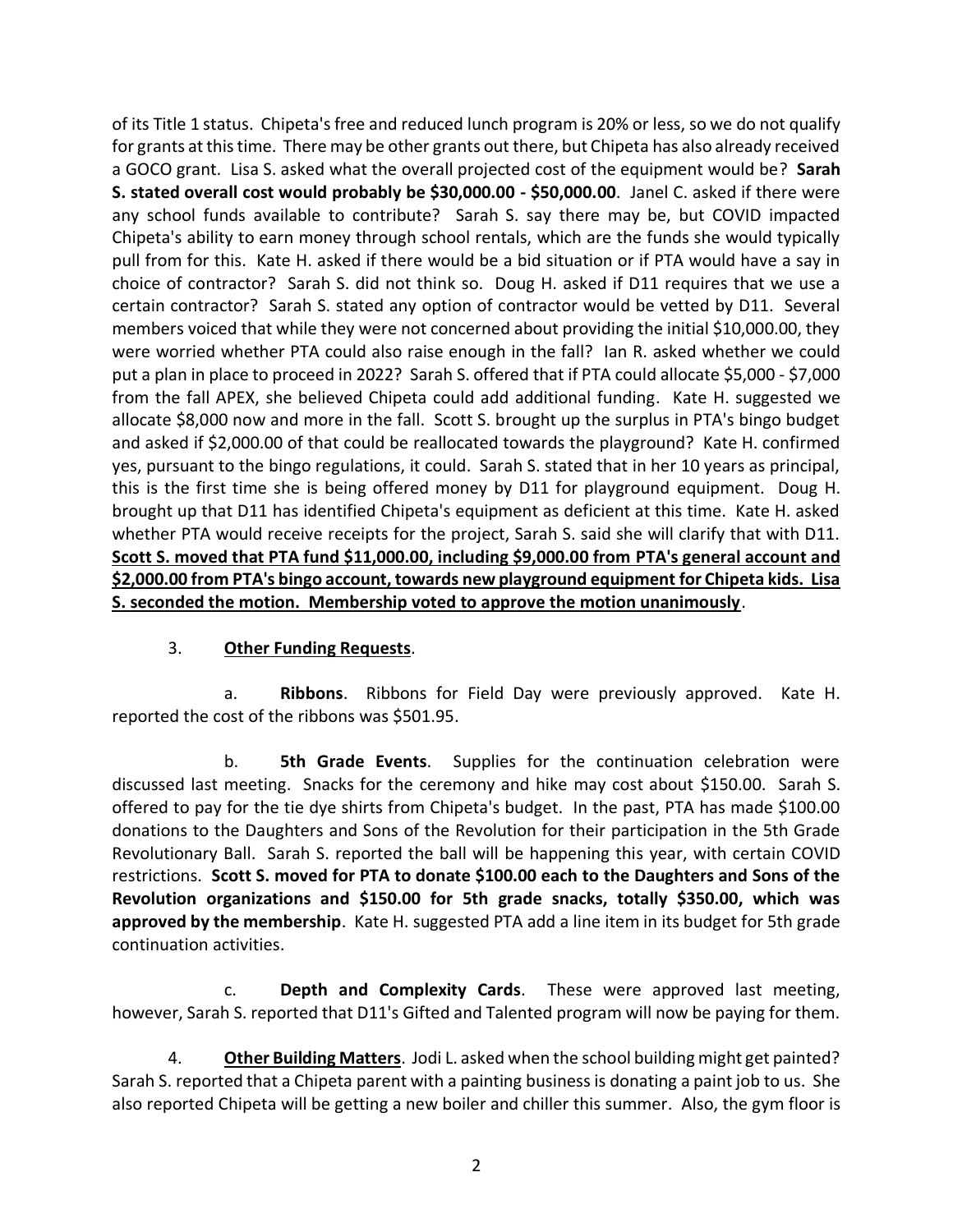of its Title 1 status. Chipeta's free and reduced lunch program is 20% or less, so we do not qualify for grants at this time. There may be other grants out there, but Chipeta has also already received a GOCO grant. Lisa S. asked what the overall projected cost of the equipment would be? **Sarah S. stated overall cost would probably be $30,000.00 - $50,000.00**. Janel C. asked if there were any school funds available to contribute? Sarah S. say there may be, but COVID impacted Chipeta's ability to earn money through school rentals, which are the funds she would typically pull from for this. Kate H. asked if there would be a bid situation or if PTA would have a say in choice of contractor? Sarah S. did not think so. Doug H. asked if D11 requires that we use a certain contractor? Sarah S. stated any option of contractor would be vetted by D11. Several members voiced that while they were not concerned about providing the initial $10,000.00, they were worried whether PTA could also raise enough in the fall? Ian R. asked whether we could put a plan in place to proceed in 2022? Sarah S. offered that if PTA could allocate $5,000 - $7,000 from the fall APEX, she believed Chipeta could add additional funding. Kate H. suggested we allocate $8,000 now and more in the fall. Scott S. brought up the surplus in PTA's bingo budget and asked if $2,000.00 of that could be reallocated towards the playground? Kate H. confirmed yes, pursuant to the bingo regulations, it could. Sarah S. stated that in her 10 years as principal, this is the first time she is being offered money by D11 for playground equipment. Doug H. brought up that D11 has identified Chipeta's equipment as deficient at this time. Kate H. asked whether PTA would receive receipts for the project, Sarah S. said she will clarify that with D11. **<u>Scott S. moved that PTA fund $11,000.00, including $9,000.00 from PTA's general account and $2,000.00 from PTA's bingo account, towards new playground equipment for Chipeta kids. Lisa S. seconded the motion. Membership voted to approve the motion unanimously</u>**.

3. **<u>Other Funding Requests</u>**.

a. **Ribbons**. Ribbons for Field Day were previously approved. Kate H. reported the cost of the ribbons was $501.95.

b. **5th Grade Events**. Supplies for the continuation celebration were discussed last meeting. Snacks for the ceremony and hike may cost about $150.00. Sarah S. offered to pay for the tie dye shirts from Chipeta's budget. In the past, PTA has made $100.00 donations to the Daughters and Sons of the Revolution for their participation in the 5th Grade Revolutionary Ball. Sarah S. reported the ball will be happening this year, with certain COVID restrictions. **Scott S. moved for PTA to donate $100.00 each to the Daughters and Sons of the Revolution organizations and $150.00 for 5th grade snacks, totally $350.00, which was approved by the membership**. Kate H. suggested PTA add a line item in its budget for 5th grade continuation activities.

c. **Depth and Complexity Cards**. These were approved last meeting, however, Sarah S. reported that D11's Gifted and Talented program will now be paying for them.

4. **<u>Other Building Matters</u>**. Jodi L. asked when the school building might get painted? Sarah S. reported that a Chipeta parent with a painting business is donating a paint job to us. She also reported Chipeta will be getting a new boiler and chiller this summer. Also, the gym floor is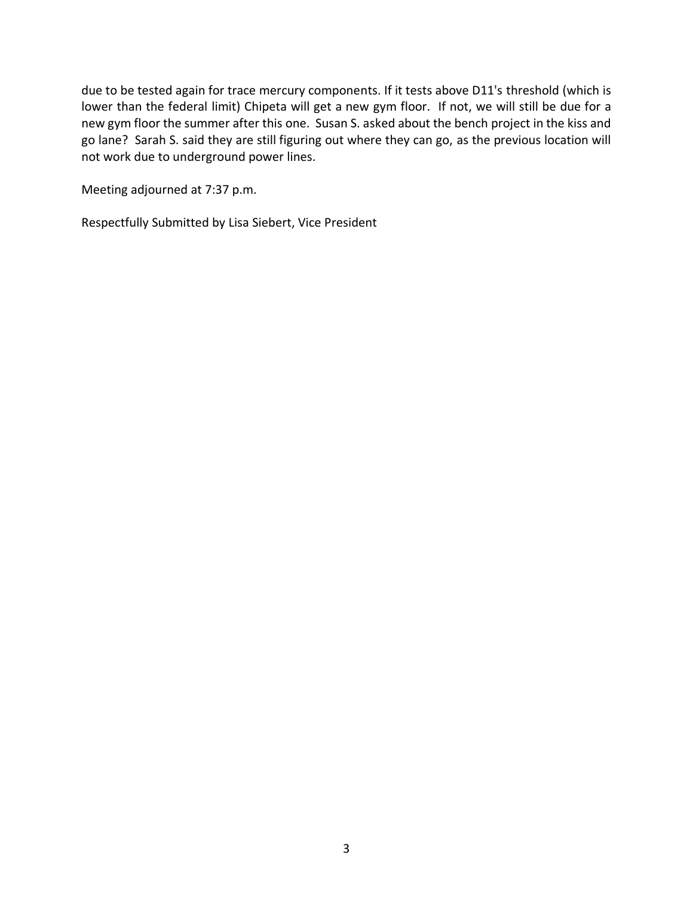due to be tested again for trace mercury components. If it tests above D11's threshold (which is lower than the federal limit) Chipeta will get a new gym floor. If not, we will still be due for a new gym floor the summer after this one. Susan S. asked about the bench project in the kiss and go lane? Sarah S. said they are still figuring out where they can go, as the previous location will not work due to underground power lines.

Meeting adjourned at 7:37 p.m.

Respectfully Submitted by Lisa Siebert, Vice President